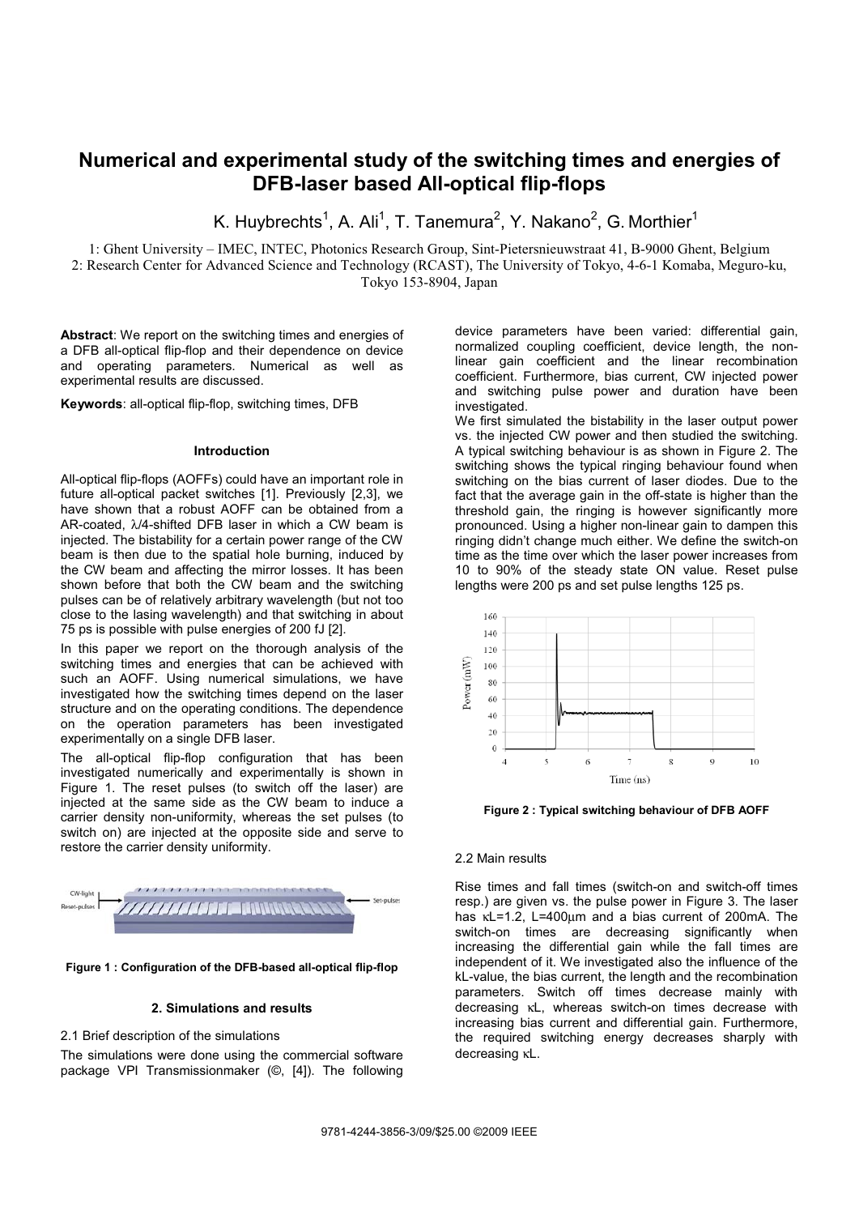# Numerical and experimental study of the switching times and energies of DFB-laser based All-optical flip-flops

K. Huybrechts[1], A. Ali[1], T. Tanemura[2], Y. Nakano[2], G. Morthier[1]

1: Ghent University – IMEC, INTEC, Photonics Research Group, Sint-Pietersnieuwstraat 41, B-9000 Ghent, Belgium
2: Research Center for Advanced Science and Technology (RCAST), The University of Tokyo, 4-6-1 Komaba, Meguro-ku, Tokyo 153-8904, Japan

**Abstract**: We report on the switching times and energies of a DFB all-optical flip-flop and their dependence on device and operating parameters. Numerical as well as experimental results are discussed.

**Keywords**: all-optical flip-flop, switching times, DFB

### Introduction

All-optical flip-flops (AOFFs) could have an important role in future all-optical packet switches [1]. Previously [2,3], we have shown that a robust AOFF can be obtained from a AR-coated, $\lambda/4$-shifted DFB laser in which a CW beam is injected. The bistability for a certain power range of the CW beam is then due to the spatial hole burning, induced by the CW beam and affecting the mirror losses. It has been shown before that both the CW beam and the switching pulses can be of relatively arbitrary wavelength (but not too close to the lasing wavelength) and that switching in about 75 ps is possible with pulse energies of 200 fJ [2].

In this paper we report on the thorough analysis of the switching times and energies that can be achieved with such an AOFF. Using numerical simulations, we have investigated how the switching times depend on the laser structure and on the operating conditions. The dependence on the operation parameters has been investigated experimentally on a single DFB laser.

The all-optical flip-flop configuration that has been investigated numerically and experimentally is shown in Figure 1. The reset pulses (to switch off the laser) are injected at the same side as the CW beam to induce a carrier density non-uniformity, whereas the set pulses (to switch on) are injected at the opposite side and serve to restore the carrier density uniformity.

**Figure 1 : Configuration of the DFB-based all-optical flip-flop**

### 2. Simulations and results

2.1 Brief description of the simulations

The simulations were done using the commercial software package VPI Transmissionmaker (©, [4]). The following device parameters have been varied: differential gain, normalized coupling coefficient, device length, the non-linear gain coefficient and the linear recombination coefficient. Furthermore, bias current, CW injected power and switching pulse power and duration have been investigated.

We first simulated the bistability in the laser output power vs. the injected CW power and then studied the switching. A typical switching behaviour is as shown in Figure 2. The switching shows the typical ringing behaviour found when switching on the bias current of laser diodes. Due to the fact that the average gain in the off-state is higher than the threshold gain, the ringing is however significantly more pronounced. Using a higher non-linear gain to dampen this ringing didn't change much either. We define the switch-on time as the time over which the laser power increases from 10 to 90% of the steady state ON value. Reset pulse lengths were 200 ps and set pulse lengths 125 ps.

**Figure 2 : Typical switching behaviour of DFB AOFF**

2.2 Main results

Rise times and fall times (switch-on and switch-off times resp.) are given vs. the pulse power in Figure 3. The laser has $\kappa L$=1.2, L=400$\mu$m and a bias current of 200mA. The switch-on times are decreasing significantly when increasing the differential gain while the fall times are independent of it. We investigated also the influence of the $\kappa L$-value, the bias current, the length and the recombination parameters. Switch off times decrease mainly with decreasing $\kappa L$, whereas switch-on times decrease with increasing bias current and differential gain. Furthermore, the required switching energy decreases sharply with decreasing $\kappa L$.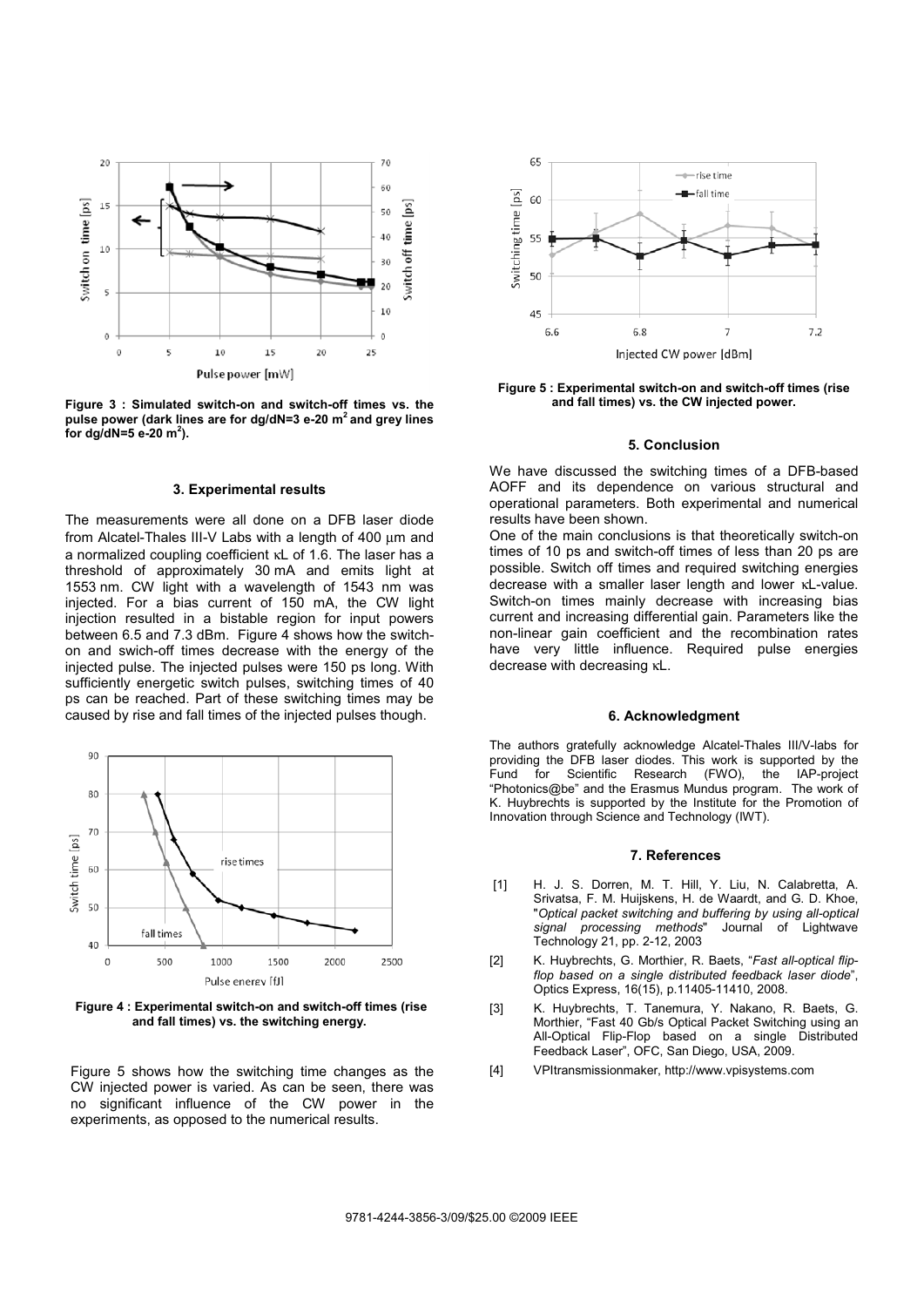Switch on time [ps]

Switch off time [ps]

Pulse power [mW]

0 5 10 15 20 25

0 5 10 15 20

0 10 20 30 40 50 60 70

**Figure 3 : Simulated switch-on and switch-off times vs. the pulse power (dark lines are for dg/dN=3 e-20 $m^2$ and grey lines for dg/dN=5 e-20 $m^2$).**

### 3. Experimental results

The measurements were all done on a DFB laser diode from Alcatel-Thales III-V Labs with a length of 400 μm and a normalized coupling coefficient κL of 1.6. The laser has a threshold of approximately 30 mA and emits light at 1553 nm. CW light with a wavelength of 1543 nm was injected. For a bias current of 150 mA, the CW light injection resulted in a bistable region for input powers between 6.5 and 7.3 dBm. Figure 4 shows how the switch-on and swich-off times decrease with the energy of the injected pulse. The injected pulses were 150 ps long. With sufficiently energetic switch pulses, switching times of 40 ps can be reached. Part of these switching times may be caused by rise and fall times of the injected pulses though.

Switch time [ps]

rise times

fall times

Pulse energy [fJ]

0 500 1000 1500 2000 2500

40 50 60 70 80 90

**Figure 4 : Experimental switch-on and switch-off times (rise and fall times) vs. the switching energy.**

Figure 5 shows how the switching time changes as the CW injected power is varied. As can be seen, there was no significant influence of the CW power in the experiments, as opposed to the numerical results.

Switching time [ps]

rise time

fall time

Injected CW power [dBm]

6.6 6.8 7 7.2

45 50 55 60 65

**Figure 5 : Experimental switch-on and switch-off times (rise and fall times) vs. the CW injected power.**

### 5. Conclusion

We have discussed the switching times of a DFB-based AOFF and its dependence on various structural and operational parameters. Both experimental and numerical results have been shown.

One of the main conclusions is that theoretically switch-on times of 10 ps and switch-off times of less than 20 ps are possible. Switch off times and required switching energies decrease with a smaller laser length and lower κL-value. Switch-on times mainly decrease with increasing bias current and increasing differential gain. Parameters like the non-linear gain coefficient and the recombination rates have very little influence. Required pulse energies decrease with decreasing κL.

### 6. Acknowledgment

The authors gratefully acknowledge Alcatel-Thales III/V-labs for providing the DFB laser diodes. This work is supported by the Fund for Scientific Research (FWO), the IAP-project "Photonics@be" and the Erasmus Mundus program. The work of K. Huybrechts is supported by the Institute for the Promotion of Innovation through Science and Technology (IWT).

### 7. References

[1] H. J. S. Dorren, M. T. Hill, Y. Liu, N. Calabretta, A. Srivatsa, F. M. Huijskens, H. de Waardt, and G. D. Khoe, "*Optical packet switching and buffering by using all-optical signal processing methods*" Journal of Lightwave Technology 21, pp. 2-12, 2003

[2] K. Huybrechts, G. Morthier, R. Baets, "*Fast all-optical flip-flop based on a single distributed feedback laser diode*", Optics Express, 16(15), p.11405-11410, 2008.

[3] K. Huybrechts, T. Tanemura, Y. Nakano, R. Baets, G. Morthier, "Fast 40 Gb/s Optical Packet Switching using an All-Optical Flip-Flop based on a single Distributed Feedback Laser", OFC, San Diego, USA, 2009.

[4] VPItransmissionmaker, http://www.vpisystems.com

9781-4244-3856-3/09/$25.00 ©2009 IEEE